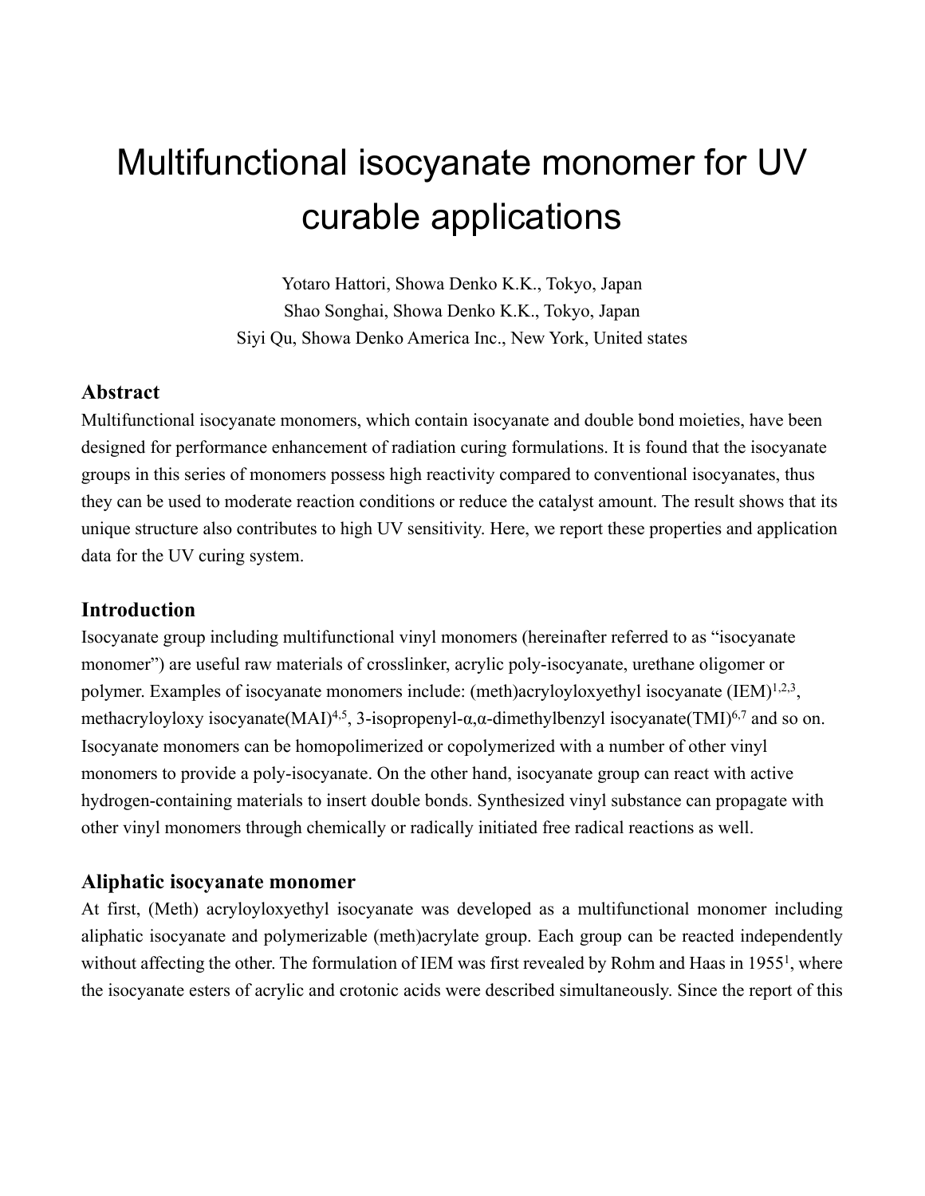# Multifunctional isocyanate monomer for UV curable applications

Yotaro Hattori, Showa Denko K.K., Tokyo, Japan
Shao Songhai, Showa Denko K.K., Tokyo, Japan
Siyi Qu, Showa Denko America Inc., New York, United states

## Abstract

Multifunctional isocyanate monomers, which contain isocyanate and double bond moieties, have been designed for performance enhancement of radiation curing formulations. It is found that the isocyanate groups in this series of monomers possess high reactivity compared to conventional isocyanates, thus they can be used to moderate reaction conditions or reduce the catalyst amount. The result shows that its unique structure also contributes to high UV sensitivity. Here, we report these properties and application data for the UV curing system.

## Introduction

Isocyanate group including multifunctional vinyl monomers (hereinafter referred to as "isocyanate monomer") are useful raw materials of crosslinker, acrylic poly-isocyanate, urethane oligomer or polymer. Examples of isocyanate monomers include: (meth)acryloyloxyethyl isocyanate (IEM)[1,2,3], methacryloyloxy isocyanate(MAI)[4,5], 3-isopropenyl-α,α-dimethylbenzyl isocyanate(TMI)[6,7] and so on. Isocyanate monomers can be homopolimerized or copolymerized with a number of other vinyl monomers to provide a poly-isocyanate. On the other hand, isocyanate group can react with active hydrogen-containing materials to insert double bonds. Synthesized vinyl substance can propagate with other vinyl monomers through chemically or radically initiated free radical reactions as well.

## Aliphatic isocyanate monomer

At first, (Meth) acryloyloxyethyl isocyanate was developed as a multifunctional monomer including aliphatic isocyanate and polymerizable (meth)acrylate group. Each group can be reacted independently without affecting the other. The formulation of IEM was first revealed by Rohm and Haas in 1955[1], where the isocyanate esters of acrylic and crotonic acids were described simultaneously. Since the report of this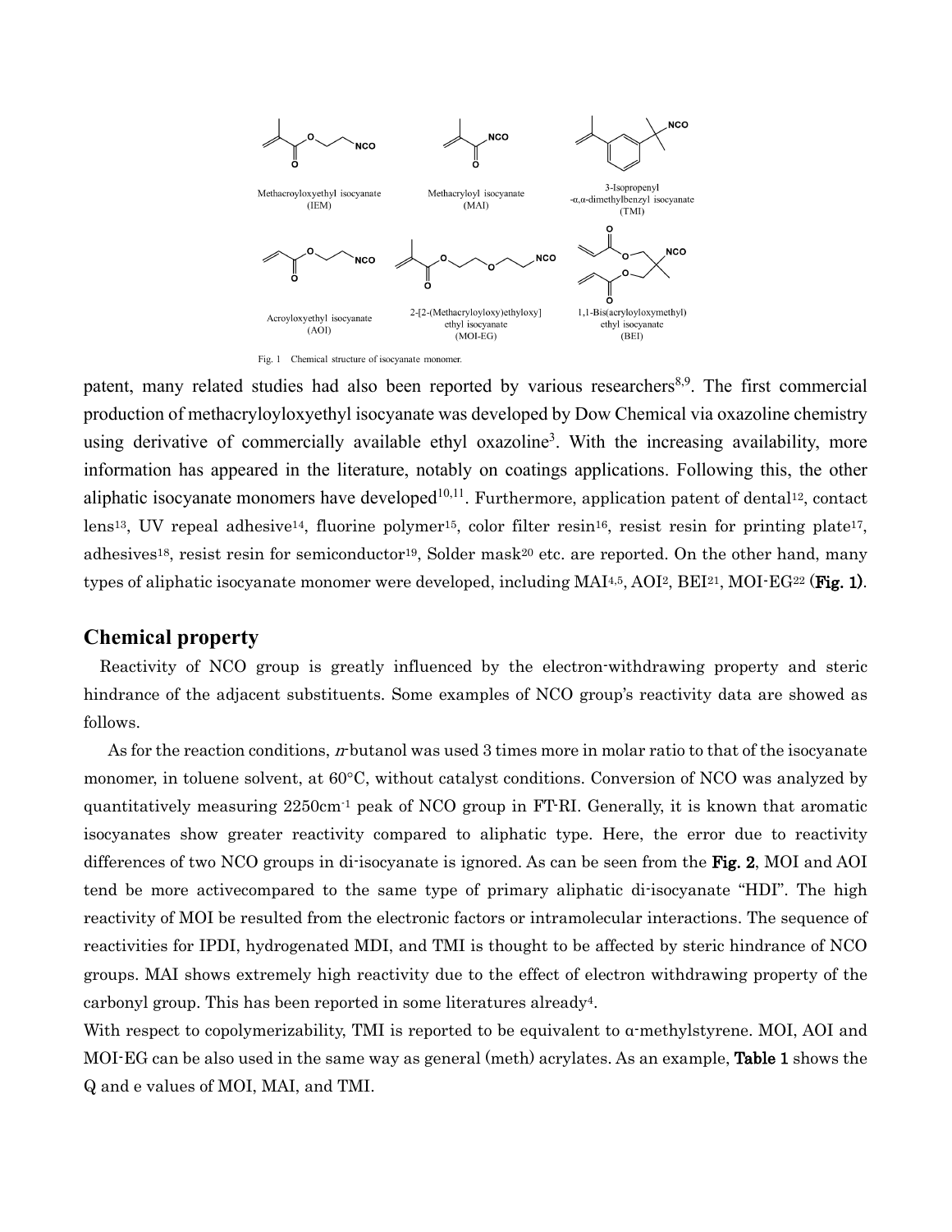Methacroyloxyethyl isocyanate (IEM)

Methacryloyl isocyanate (MAI)

3-Isopropenyl -α,α-dimethylbenzyl isocyanate (TMI)

Acroyloxyethyl isocyanate (AOI)

2-[2-(Methacryloyloxy)ethyloxy] ethyl isocyanate (MOI-EG)

1,1-Bis(acryloyloxymethyl) ethyl isocyanate (BEI)

Fig. 1 Chemical structure of isocyanate monomer.

patent, many related studies had also been reported by various researchers[8,9]. The first commercial production of methacryloyloxyethyl isocyanate was developed by Dow Chemical via oxazoline chemistry using derivative of commercially available ethyl oxazoline[3]. With the increasing availability, more information has appeared in the literature, notably on coatings applications. Following this, the other aliphatic isocyanate monomers have developed[10,11]. Furthermore, application patent of dental[12], contact lens[13], UV repeal adhesive[14], fluorine polymer[15], color filter resin[16], resist resin for printing plate[17], adhesives[18], resist resin for semiconductor[19], Solder mask[20] etc. are reported. On the other hand, many types of aliphatic isocyanate monomer were developed, including MAI[4,5], AOI[2], BEI[21], MOI-EG[22] (**Fig. 1**).

## Chemical property

Reactivity of NCO group is greatly influenced by the electron-withdrawing property and steric hindrance of the adjacent substituents. Some examples of NCO group's reactivity data are showed as follows.

As for the reaction conditions, *n*-butanol was used 3 times more in molar ratio to that of the isocyanate monomer, in toluene solvent, at 60°C, without catalyst conditions. Conversion of NCO was analyzed by quantitatively measuring 2250cm$^{-1}$ peak of NCO group in FT-RI. Generally, it is known that aromatic isocyanates show greater reactivity compared to aliphatic type. Here, the error due to reactivity differences of two NCO groups in di-isocyanate is ignored. As can be seen from the **Fig. 2**, MOI and AOI tend be more activecompared to the same type of primary aliphatic di-isocyanate "HDI". The high reactivity of MOI be resulted from the electronic factors or intramolecular interactions. The sequence of reactivities for IPDI, hydrogenated MDI, and TMI is thought to be affected by steric hindrance of NCO groups. MAI shows extremely high reactivity due to the effect of electron withdrawing property of the carbonyl group. This has been reported in some literatures already[4].

With respect to copolymerizability, TMI is reported to be equivalent to α-methylstyrene. MOI, AOI and MOI-EG can be also used in the same way as general (meth) acrylates. As an example, **Table 1** shows the Q and e values of MOI, MAI, and TMI.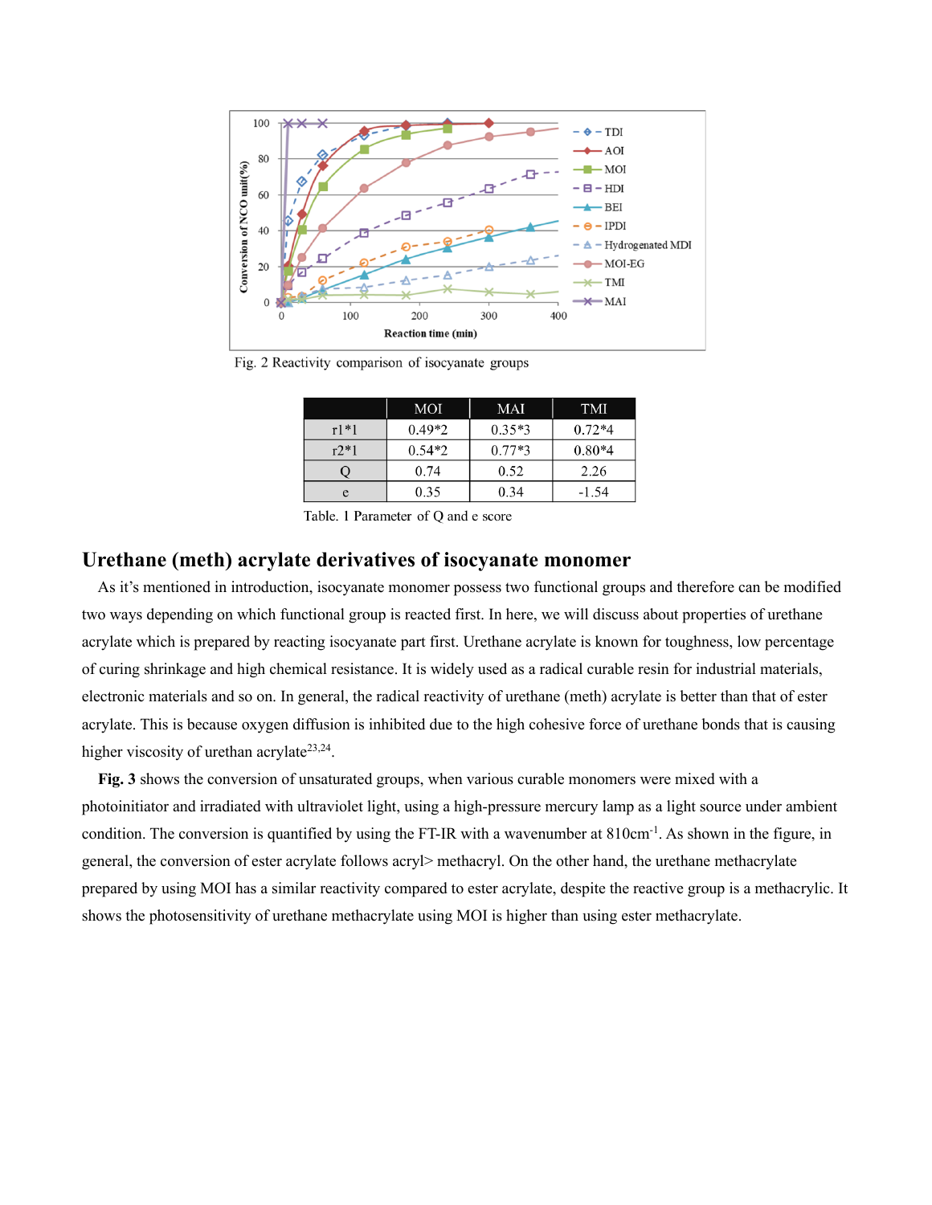Fig. 2 Reactivity comparison of isocyanate groups

| | MOI | MAI | TMI |
|---|---|---|---|
| r1*1 | 0.49*2 | 0.35*3 | 0.72*4 |
| r2*1 | 0.54*2 | 0.77*3 | 0.80*4 |
| Q | 0.74 | 0.52 | 2.26 |
| e | 0.35 | 0.34 | -1.54 |

Table. 1 Parameter of Q and e score

## Urethane (meth) acrylate derivatives of isocyanate monomer

As it's mentioned in introduction, isocyanate monomer possess two functional groups and therefore can be modified two ways depending on which functional group is reacted first. In here, we will discuss about properties of urethane acrylate which is prepared by reacting isocyanate part first. Urethane acrylate is known for toughness, low percentage of curing shrinkage and high chemical resistance. It is widely used as a radical curable resin for industrial materials, electronic materials and so on. In general, the radical reactivity of urethane (meth) acrylate is better than that of ester acrylate. This is because oxygen diffusion is inhibited due to the high cohesive force of urethane bonds that is causing higher viscosity of urethan acrylate[23,24].

**Fig. 3** shows the conversion of unsaturated groups, when various curable monomers were mixed with a photoinitiator and irradiated with ultraviolet light, using a high-pressure mercury lamp as a light source under ambient condition. The conversion is quantified by using the FT-IR with a wavenumber at 810cm$^{-1}$. As shown in the figure, in general, the conversion of ester acrylate follows acryl> methacryl. On the other hand, the urethane methacrylate prepared by using MOI has a similar reactivity compared to ester acrylate, despite the reactive group is a methacrylic. It shows the photosensitivity of urethane methacrylate using MOI is higher than using ester methacrylate.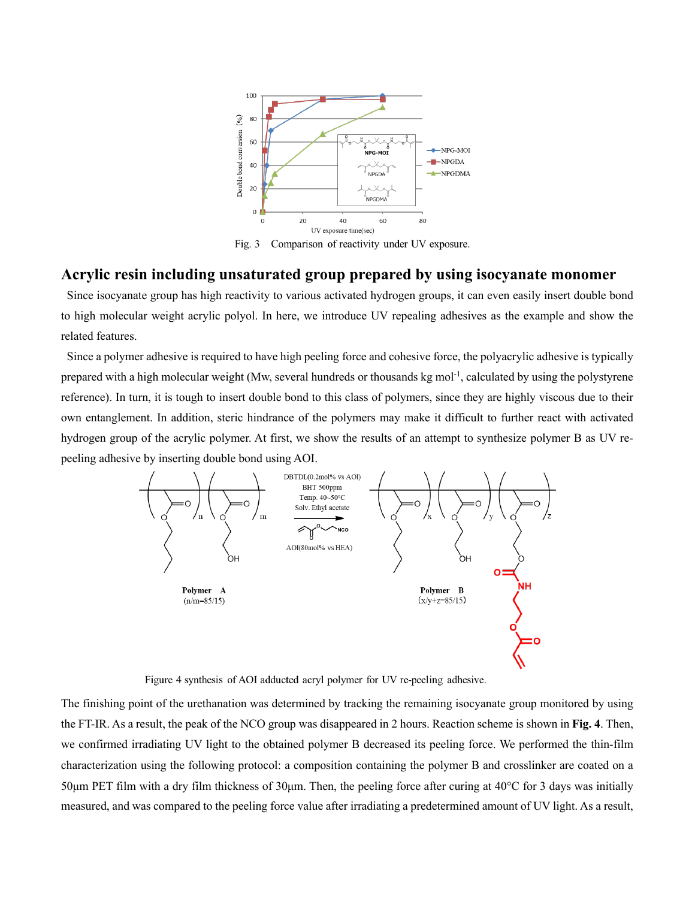Fig. 3 Comparison of reactivity under UV exposure.

## Acrylic resin including unsaturated group prepared by using isocyanate monomer

Since isocyanate group has high reactivity to various activated hydrogen groups, it can even easily insert double bond to high molecular weight acrylic polyol. In here, we introduce UV repealing adhesives as the example and show the related features.

Since a polymer adhesive is required to have high peeling force and cohesive force, the polyacrylic adhesive is typically prepared with a high molecular weight (Mw, several hundreds or thousands kg $mol^{-1}$, calculated by using the polystyrene reference). In turn, it is tough to insert double bond to this class of polymers, since they are highly viscous due to their own entanglement. In addition, steric hindrance of the polymers may make it difficult to further react with activated hydrogen group of the acrylic polymer. At first, we show the results of an attempt to synthesize polymer B as UV re-peeling adhesive by inserting double bond using AOI.

Figure 4 synthesis of AOI adducted acryl polymer for UV re-peeling adhesive.

The finishing point of the urethanation was determined by tracking the remaining isocyanate group monitored by using the FT-IR. As a result, the peak of the NCO group was disappeared in 2 hours. Reaction scheme is shown in **Fig. 4**. Then, we confirmed irradiating UV light to the obtained polymer B decreased its peeling force. We performed the thin-film characterization using the following protocol: a composition containing the polymer B and crosslinker are coated on a 50μm PET film with a dry film thickness of 30μm. Then, the peeling force after curing at 40°C for 3 days was initially measured, and was compared to the peeling force value after irradiating a predetermined amount of UV light. As a result,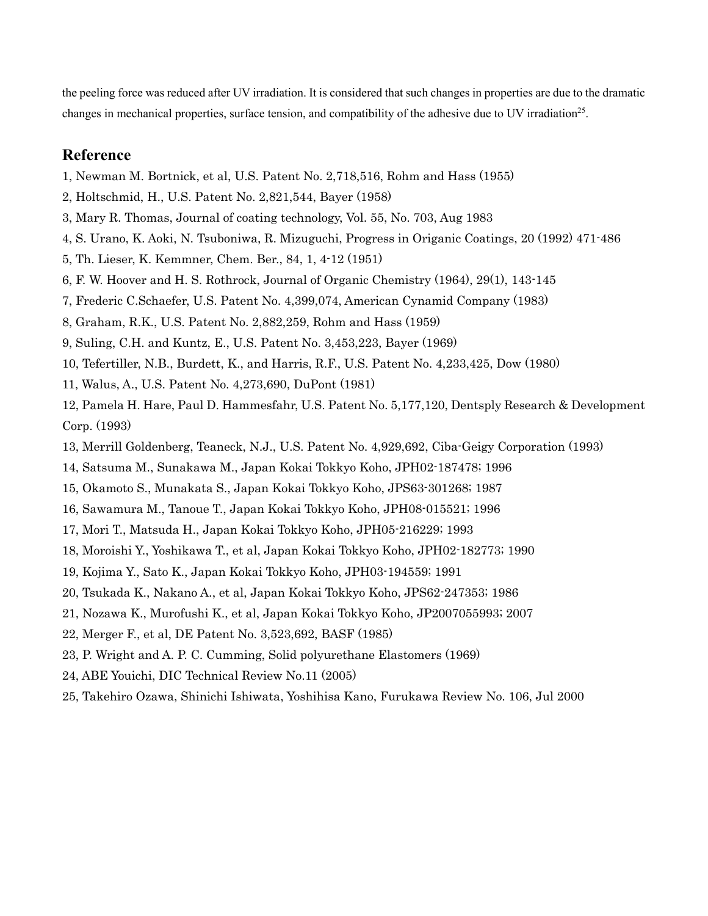the peeling force was reduced after UV irradiation. It is considered that such changes in properties are due to the dramatic changes in mechanical properties, surface tension, and compatibility of the adhesive due to UV irradiation[25].

## Reference

1, Newman M. Bortnick, et al, U.S. Patent No. 2,718,516, Rohm and Hass (1955)

2, Holtschmid, H., U.S. Patent No. 2,821,544, Bayer (1958)

3, Mary R. Thomas, Journal of coating technology, Vol. 55, No. 703, Aug 1983

4, S. Urano, K. Aoki, N. Tsuboniwa, R. Mizuguchi, Progress in Origanic Coatings, 20 (1992) 471-486

5, Th. Lieser, K. Kemmner, Chem. Ber., 84, 1, 4-12 (1951)

6, F. W. Hoover and H. S. Rothrock, Journal of Organic Chemistry (1964), 29(1), 143-145

7, Frederic C.Schaefer, U.S. Patent No. 4,399,074, American Cynamid Company (1983)

8, Graham, R.K., U.S. Patent No. 2,882,259, Rohm and Hass (1959)

9, Suling, C.H. and Kuntz, E., U.S. Patent No. 3,453,223, Bayer (1969)

10, Tefertiller, N.B., Burdett, K., and Harris, R.F., U.S. Patent No. 4,233,425, Dow (1980)

11, Walus, A., U.S. Patent No. 4,273,690, DuPont (1981)

12, Pamela H. Hare, Paul D. Hammesfahr, U.S. Patent No. 5,177,120, Dentsply Research & Development Corp. (1993)

13, Merrill Goldenberg, Teaneck, N.J., U.S. Patent No. 4,929,692, Ciba-Geigy Corporation (1993)

14, Satsuma M., Sunakawa M., Japan Kokai Tokkyo Koho, JPH02-187478; 1996

15, Okamoto S., Munakata S., Japan Kokai Tokkyo Koho, JPS63-301268; 1987

16, Sawamura M., Tanoue T., Japan Kokai Tokkyo Koho, JPH08-015521; 1996

17, Mori T., Matsuda H., Japan Kokai Tokkyo Koho, JPH05-216229; 1993

18, Moroishi Y., Yoshikawa T., et al, Japan Kokai Tokkyo Koho, JPH02-182773; 1990

19, Kojima Y., Sato K., Japan Kokai Tokkyo Koho, JPH03-194559; 1991

20, Tsukada K., Nakano A., et al, Japan Kokai Tokkyo Koho, JPS62-247353; 1986

21, Nozawa K., Murofushi K., et al, Japan Kokai Tokkyo Koho, JP2007055993; 2007

22, Merger F., et al, DE Patent No. 3,523,692, BASF (1985)

23, P. Wright and A. P. C. Cumming, Solid polyurethane Elastomers (1969)

24, ABE Youichi, DIC Technical Review No.11 (2005)

25, Takehiro Ozawa, Shinichi Ishiwata, Yoshihisa Kano, Furukawa Review No. 106, Jul 2000